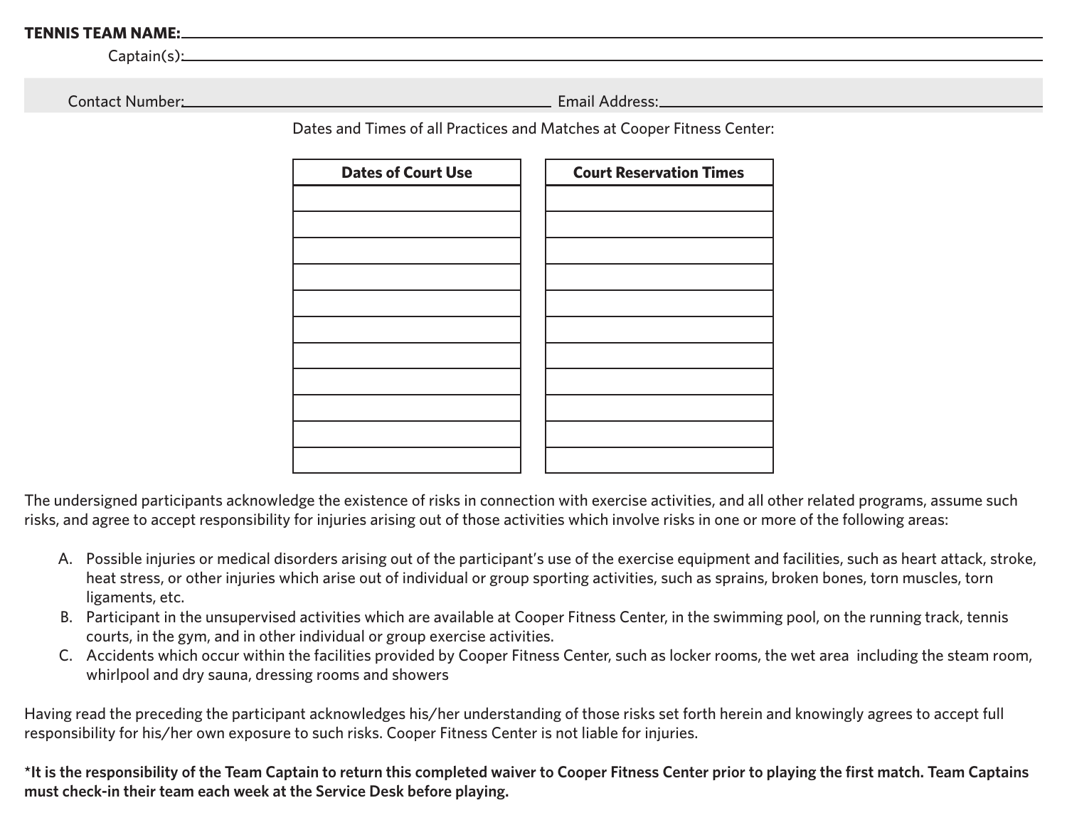**TENNIS TEAM NAME:** ______________________________

Captain(s): ______________________________

Contact Number: ______________________________ Email Address: ______________________________

Dates and Times of all Practices and Matches at Cooper Fitness Center:

| Dates of Court Use |
| --- |
| |
| |
| |
| |
| |
| |
| |
| |
| |
| |
| |

| Court Reservation Times |
| --- |
| |
| |
| |
| |
| |
| |
| |
| |
| |
| |
| |

The undersigned participants acknowledge the existence of risks in connection with exercise activities, and all other related programs, assume such risks, and agree to accept responsibility for injuries arising out of those activities which involve risks in one or more of the following areas:

A. Possible injuries or medical disorders arising out of the participant's use of the exercise equipment and facilities, such as heart attack, stroke, heat stress, or other injuries which arise out of individual or group sporting activities, such as sprains, broken bones, torn muscles, torn ligaments, etc.
B. Participant in the unsupervised activities which are available at Cooper Fitness Center, in the swimming pool, on the running track, tennis courts, in the gym, and in other individual or group exercise activities.
C. Accidents which occur within the facilities provided by Cooper Fitness Center, such as locker rooms, the wet area including the steam room, whirlpool and dry sauna, dressing rooms and showers

Having read the preceding the participant acknowledges his/her understanding of those risks set forth herein and knowingly agrees to accept full responsibility for his/her own exposure to such risks. Cooper Fitness Center is not liable for injuries.

**\*It is the responsibility of the Team Captain to return this completed waiver to Cooper Fitness Center prior to playing the first match. Team Captains must check-in their team each week at the Service Desk before playing.**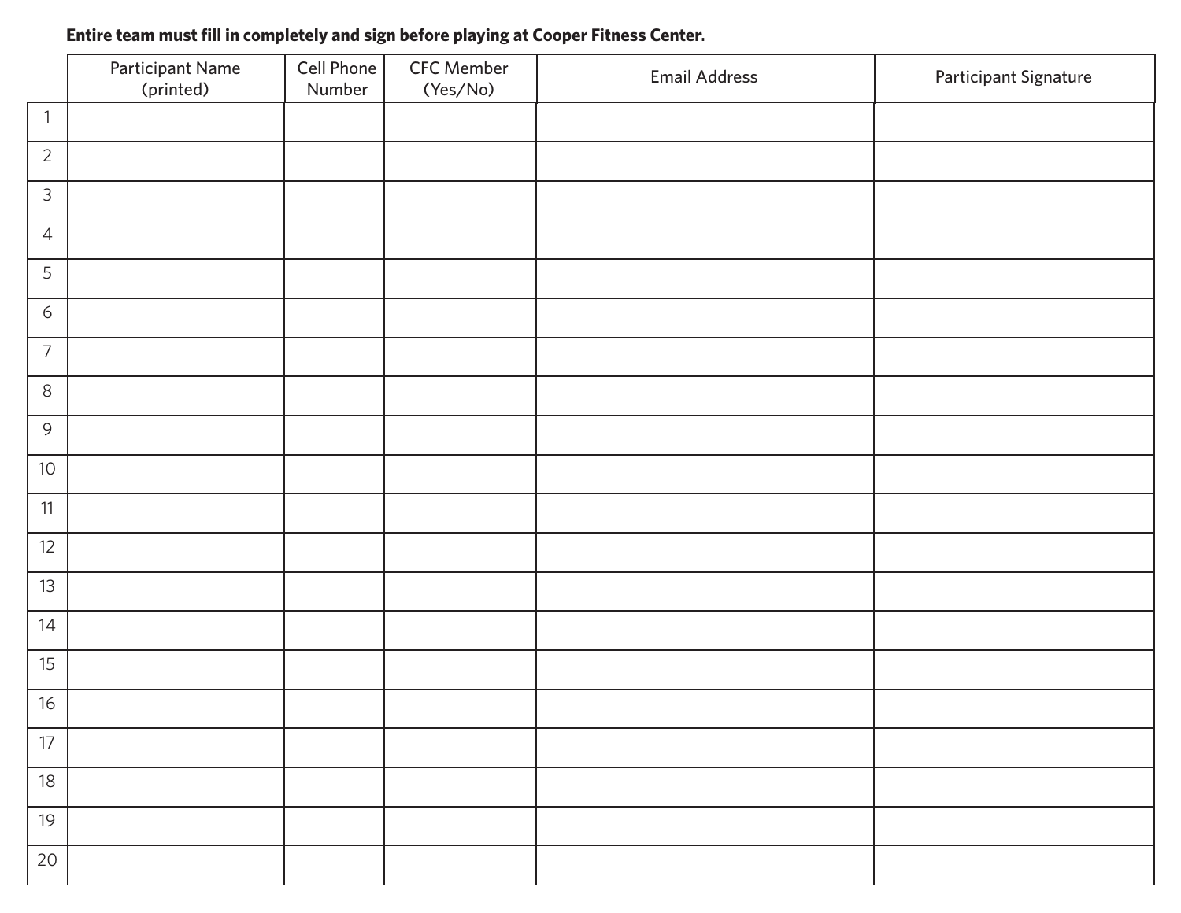**Entire team must fill in completely and sign before playing at Cooper Fitness Center.**

| | Participant Name (printed) | Cell Phone Number | CFC Member (Yes/No) | Email Address | Participant Signature |
|---|---|---|---|---|---|
| 1 | | | | | |
| 2 | | | | | |
| 3 | | | | | |
| 4 | | | | | |
| 5 | | | | | |
| 6 | | | | | |
| 7 | | | | | |
| 8 | | | | | |
| 9 | | | | | |
| 10 | | | | | |
| 11 | | | | | |
| 12 | | | | | |
| 13 | | | | | |
| 14 | | | | | |
| 15 | | | | | |
| 16 | | | | | |
| 17 | | | | | |
| 18 | | | | | |
| 19 | | | | | |
| 20 | | | | | |